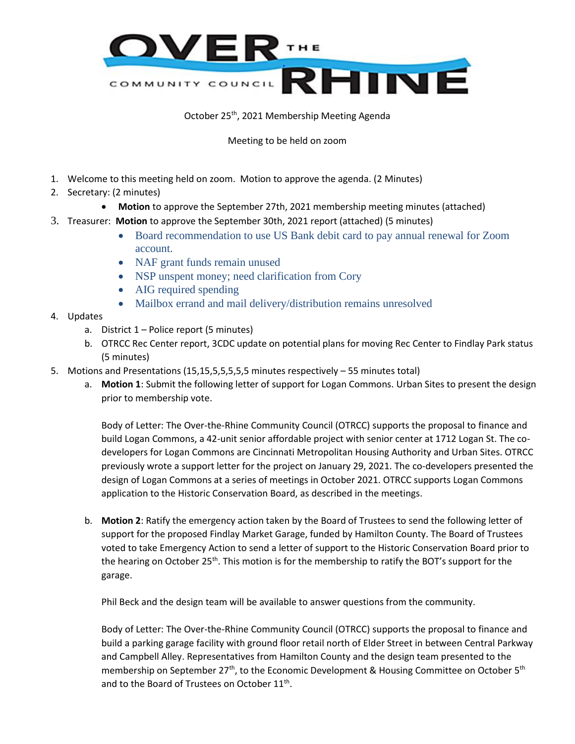# OVER THE RHINE COMMUNITY COUNCIL

October 25th, 2021 Membership Meeting Agenda

Meeting to be held on zoom

1. Welcome to this meeting held on zoom. Motion to approve the agenda. (2 Minutes)
2. Secretary: (2 minutes)
   - **Motion** to approve the September 27th, 2021 membership meeting minutes (attached)
3. Treasurer: **Motion** to approve the September 30th, 2021 report (attached) (5 minutes)
   - Board recommendation to use US Bank debit card to pay annual renewal for Zoom account.
   - NAF grant funds remain unused
   - NSP unspent money; need clarification from Cory
   - AIG required spending
   - Mailbox errand and mail delivery/distribution remains unresolved
4. Updates
   a. District 1 – Police report (5 minutes)
   b. OTRCC Rec Center report, 3CDC update on potential plans for moving Rec Center to Findlay Park status (5 minutes)
5. Motions and Presentations (15,15,5,5,5,5,5 minutes respectively – 55 minutes total)
   a. **Motion 1**: Submit the following letter of support for Logan Commons. Urban Sites to present the design prior to membership vote.

      Body of Letter: The Over-the-Rhine Community Council (OTRCC) supports the proposal to finance and build Logan Commons, a 42-unit senior affordable project with senior center at 1712 Logan St. The co-developers for Logan Commons are Cincinnati Metropolitan Housing Authority and Urban Sites. OTRCC previously wrote a support letter for the project on January 29, 2021. The co-developers presented the design of Logan Commons at a series of meetings in October 2021. OTRCC supports Logan Commons application to the Historic Conservation Board, as described in the meetings.

   b. **Motion 2**: Ratify the emergency action taken by the Board of Trustees to send the following letter of support for the proposed Findlay Market Garage, funded by Hamilton County. The Board of Trustees voted to take Emergency Action to send a letter of support to the Historic Conservation Board prior to the hearing on October 25th. This motion is for the membership to ratify the BOT's support for the garage.

      Phil Beck and the design team will be available to answer questions from the community.

      Body of Letter: The Over-the-Rhine Community Council (OTRCC) supports the proposal to finance and build a parking garage facility with ground floor retail north of Elder Street in between Central Parkway and Campbell Alley. Representatives from Hamilton County and the design team presented to the membership on September 27th, to the Economic Development & Housing Committee on October 5th and to the Board of Trustees on October 11th.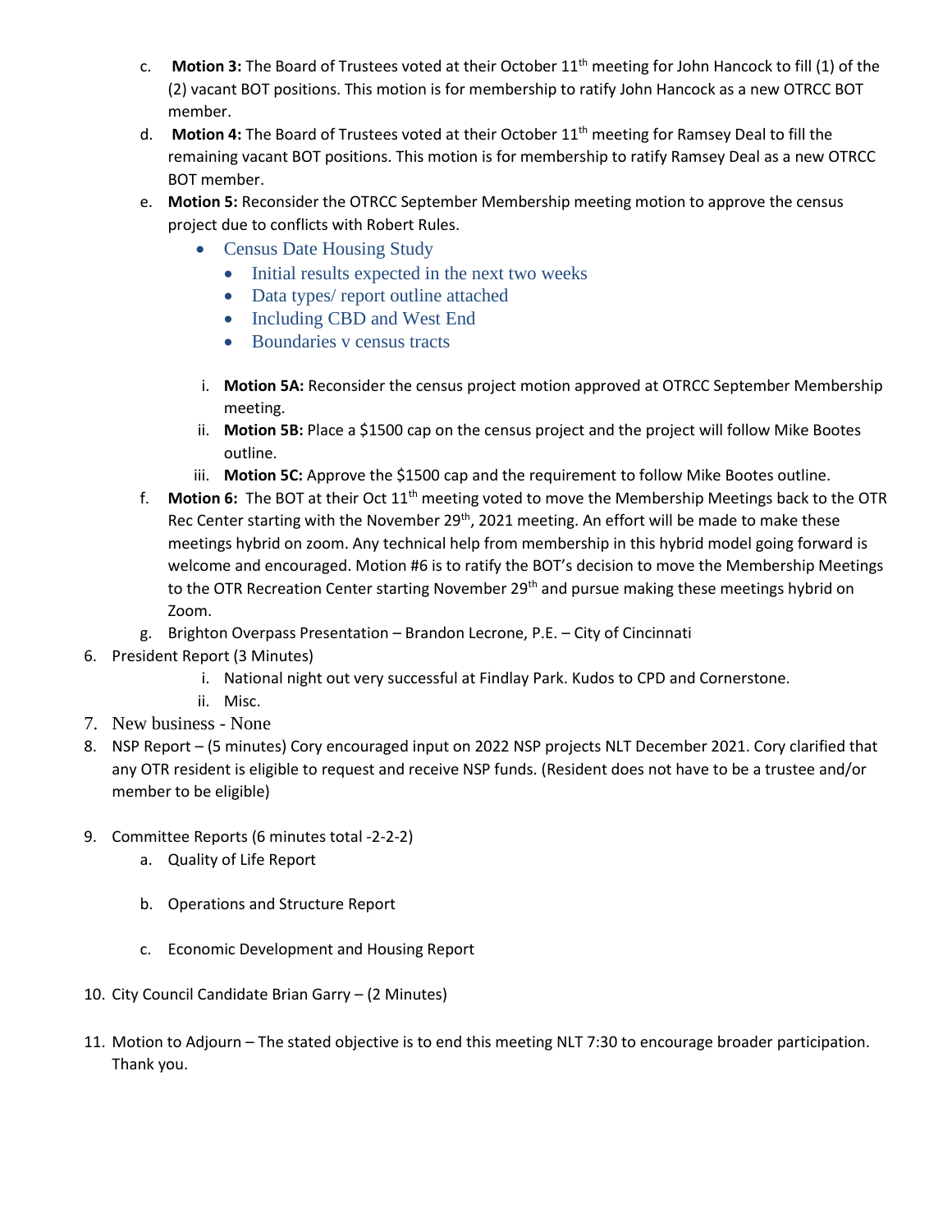c. **Motion 3:** The Board of Trustees voted at their October 11th meeting for John Hancock to fill (1) of the (2) vacant BOT positions. This motion is for membership to ratify John Hancock as a new OTRCC BOT member.

d. **Motion 4:** The Board of Trustees voted at their October 11th meeting for Ramsey Deal to fill the remaining vacant BOT positions. This motion is for membership to ratify Ramsey Deal as a new OTRCC BOT member.

e. **Motion 5:** Reconsider the OTRCC September Membership meeting motion to approve the census project due to conflicts with Robert Rules.

- Census Date Housing Study
  - Initial results expected in the next two weeks
  - Data types/ report outline attached
  - Including CBD and West End
  - Boundaries v census tracts

i. **Motion 5A:** Reconsider the census project motion approved at OTRCC September Membership meeting.

ii. **Motion 5B:** Place a $1500 cap on the census project and the project will follow Mike Bootes outline.

iii. **Motion 5C:** Approve the $1500 cap and the requirement to follow Mike Bootes outline.

f. **Motion 6:** The BOT at their Oct 11th meeting voted to move the Membership Meetings back to the OTR Rec Center starting with the November 29th, 2021 meeting. An effort will be made to make these meetings hybrid on zoom. Any technical help from membership in this hybrid model going forward is welcome and encouraged. Motion #6 is to ratify the BOT's decision to move the Membership Meetings to the OTR Recreation Center starting November 29th and pursue making these meetings hybrid on Zoom.

g. Brighton Overpass Presentation – Brandon Lecrone, P.E. – City of Cincinnati

6. President Report (3 Minutes)
   i. National night out very successful at Findlay Park. Kudos to CPD and Cornerstone.
   ii. Misc.
7. New business - None
8. NSP Report – (5 minutes) Cory encouraged input on 2022 NSP projects NLT December 2021. Cory clarified that any OTR resident is eligible to request and receive NSP funds. (Resident does not have to be a trustee and/or member to be eligible)

9. Committee Reports (6 minutes total -2-2-2)
   a. Quality of Life Report

   b. Operations and Structure Report

   c. Economic Development and Housing Report

10. City Council Candidate Brian Garry – (2 Minutes)

11. Motion to Adjourn – The stated objective is to end this meeting NLT 7:30 to encourage broader participation. Thank you.